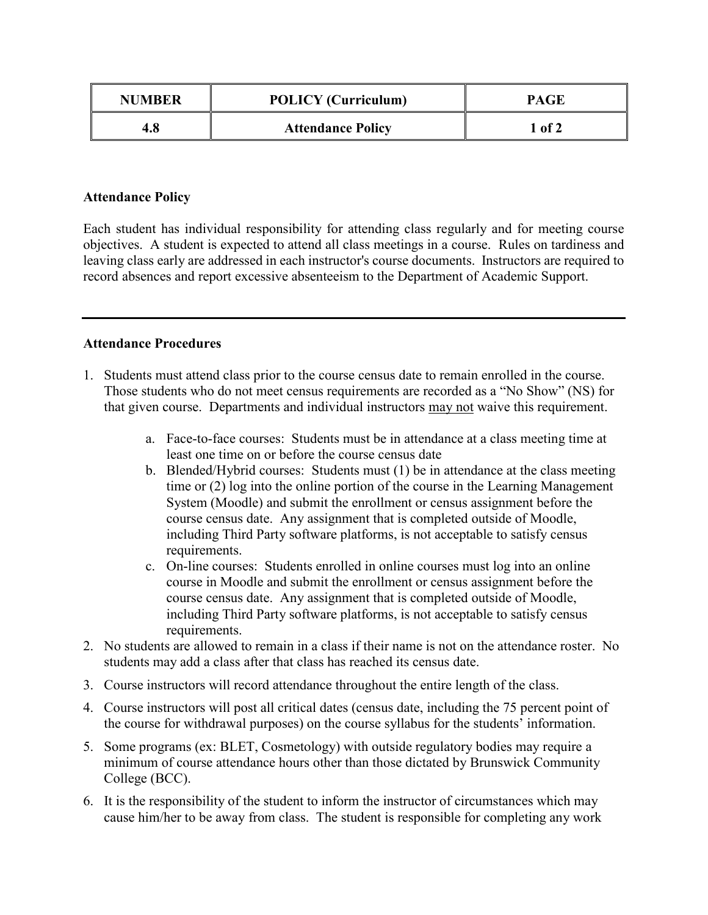| NUMBER | POLICY (Curriculum) | PAGE |
|---|---|---|
| 4.8 | Attendance Policy | 1 of 2 |

**Attendance Policy**

Each student has individual responsibility for attending class regularly and for meeting course objectives. A student is expected to attend all class meetings in a course. Rules on tardiness and leaving class early are addressed in each instructor's course documents. Instructors are required to record absences and report excessive absenteeism to the Department of Academic Support.

---

**Attendance Procedures**

1. Students must attend class prior to the course census date to remain enrolled in the course. Those students who do not meet census requirements are recorded as a "No Show" (NS) for that given course. Departments and individual instructors <u>may not</u> waive this requirement.

    a. Face-to-face courses: Students must be in attendance at a class meeting time at least one time on or before the course census date

    b. Blended/Hybrid courses: Students must (1) be in attendance at the class meeting time or (2) log into the online portion of the course in the Learning Management System (Moodle) and submit the enrollment or census assignment before the course census date. Any assignment that is completed outside of Moodle, including Third Party software platforms, is not acceptable to satisfy census requirements.

    c. On-line courses: Students enrolled in online courses must log into an online course in Moodle and submit the enrollment or census assignment before the course census date. Any assignment that is completed outside of Moodle, including Third Party software platforms, is not acceptable to satisfy census requirements.

2. No students are allowed to remain in a class if their name is not on the attendance roster. No students may add a class after that class has reached its census date.
3. Course instructors will record attendance throughout the entire length of the class.
4. Course instructors will post all critical dates (census date, including the 75 percent point of the course for withdrawal purposes) on the course syllabus for the students' information.
5. Some programs (ex: BLET, Cosmetology) with outside regulatory bodies may require a minimum of course attendance hours other than those dictated by Brunswick Community College (BCC).
6. It is the responsibility of the student to inform the instructor of circumstances which may cause him/her to be away from class. The student is responsible for completing any work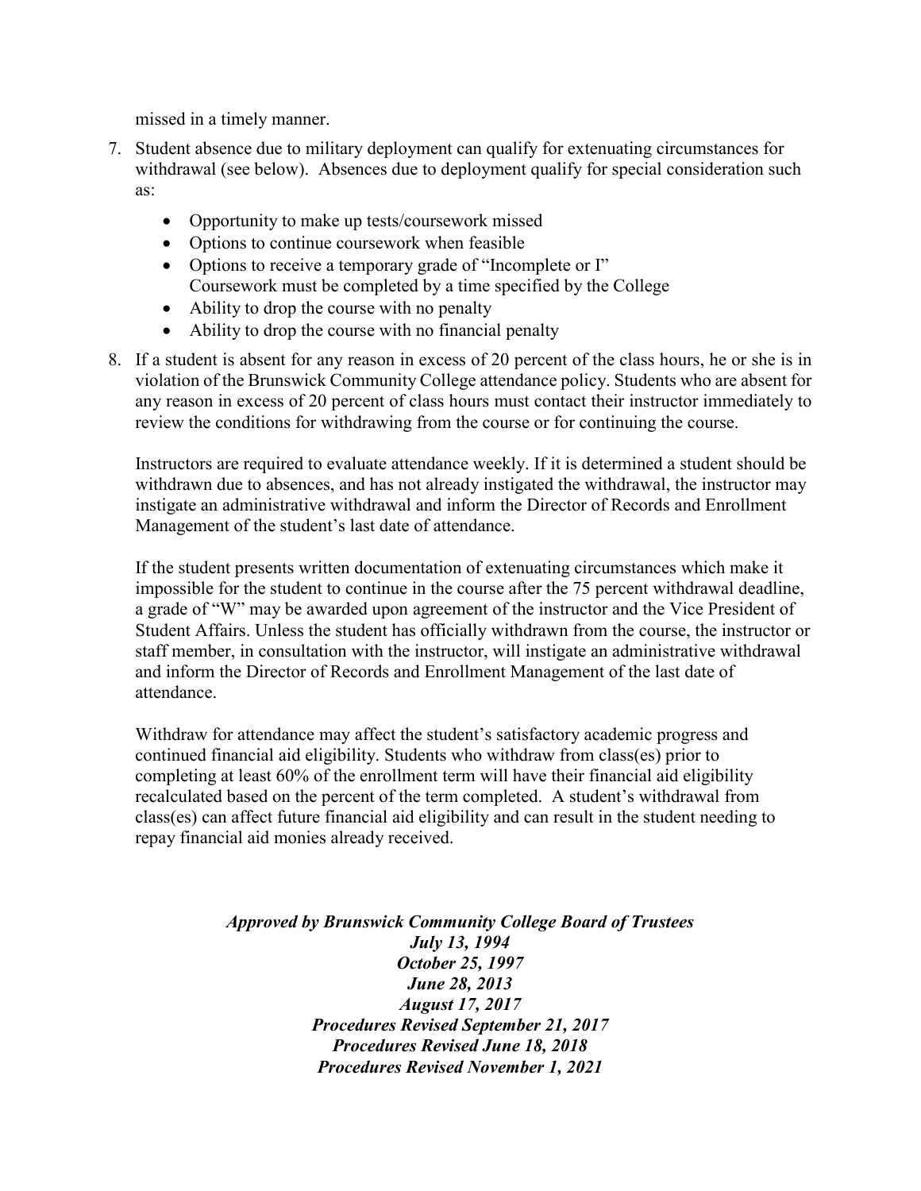missed in a timely manner.

7. Student absence due to military deployment can qualify for extenuating circumstances for withdrawal (see below). Absences due to deployment qualify for special consideration such as:

   - Opportunity to make up tests/coursework missed
   - Options to continue coursework when feasible
   - Options to receive a temporary grade of "Incomplete or I"
     Coursework must be completed by a time specified by the College
   - Ability to drop the course with no penalty
   - Ability to drop the course with no financial penalty

8. If a student is absent for any reason in excess of 20 percent of the class hours, he or she is in violation of the Brunswick Community College attendance policy. Students who are absent for any reason in excess of 20 percent of class hours must contact their instructor immediately to review the conditions for withdrawing from the course or for continuing the course.

   Instructors are required to evaluate attendance weekly. If it is determined a student should be withdrawn due to absences, and has not already instigated the withdrawal, the instructor may instigate an administrative withdrawal and inform the Director of Records and Enrollment Management of the student's last date of attendance.

   If the student presents written documentation of extenuating circumstances which make it impossible for the student to continue in the course after the 75 percent withdrawal deadline, a grade of "W" may be awarded upon agreement of the instructor and the Vice President of Student Affairs. Unless the student has officially withdrawn from the course, the instructor or staff member, in consultation with the instructor, will instigate an administrative withdrawal and inform the Director of Records and Enrollment Management of the last date of attendance.

   Withdraw for attendance may affect the student's satisfactory academic progress and continued financial aid eligibility. Students who withdraw from class(es) prior to completing at least 60% of the enrollment term will have their financial aid eligibility recalculated based on the percent of the term completed. A student's withdrawal from class(es) can affect future financial aid eligibility and can result in the student needing to repay financial aid monies already received.

***Approved by Brunswick Community College Board of Trustees***
***July 13, 1994***
***October 25, 1997***
***June 28, 2013***
***August 17, 2017***
***Procedures Revised September 21, 2017***
***Procedures Revised June 18, 2018***
***Procedures Revised November 1, 2021***